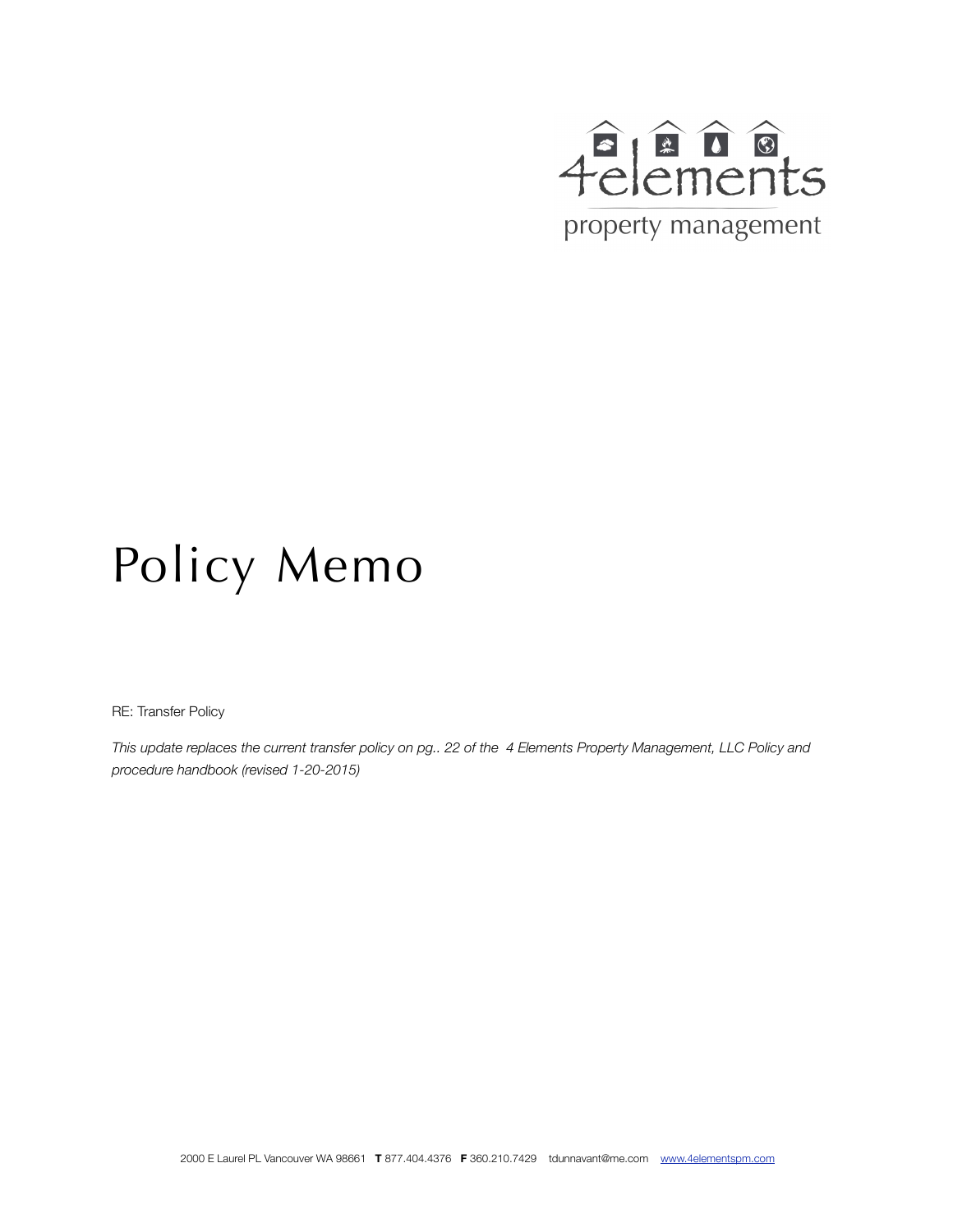4elements

property management

# Policy Memo

RE: Transfer Policy

*This update replaces the current transfer policy on pg.. 22 of the 4 Elements Property Management, LLC Policy and procedure handbook (revised 1-20-2015)*

2000 E Laurel PL Vancouver WA 98661 **T** 877.404.4376 **F** 360.210.7429 tdunnavant@me.com www.4elementspm.com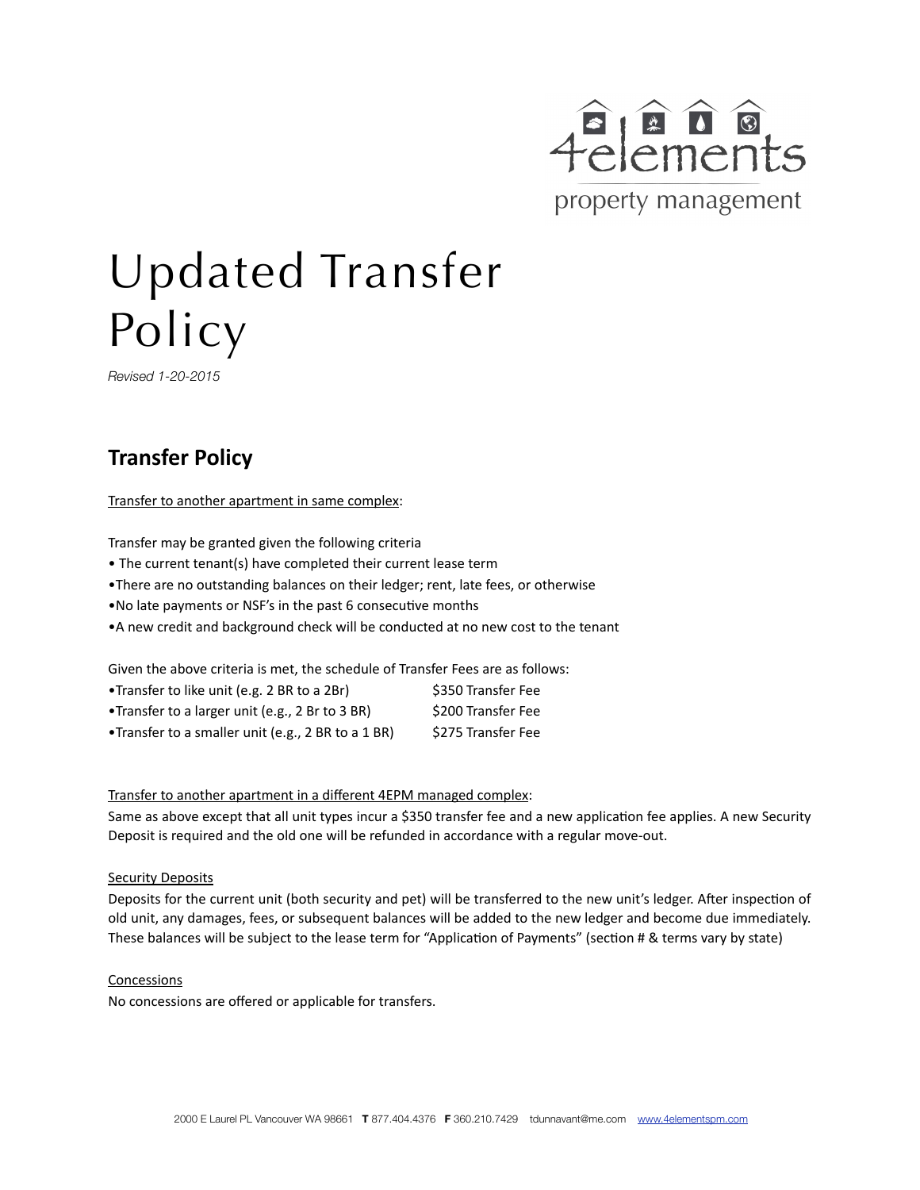4elements

property management

# Updated Transfer Policy

*Revised 1-20-2015*

## Transfer Policy

Transfer to another apartment in same complex:

Transfer may be granted given the following criteria

- The current tenant(s) have completed their current lease term
- There are no outstanding balances on their ledger; rent, late fees, or otherwise
- No late payments or NSF's in the past 6 consecutive months
- A new credit and background check will be conducted at no new cost to the tenant

Given the above criteria is met, the schedule of Transfer Fees are as follows:

| | |
|---|---|
| •Transfer to like unit (e.g. 2 BR to a 2Br) | $350 Transfer Fee |
| •Transfer to a larger unit (e.g., 2 Br to 3 BR) | $200 Transfer Fee |
| •Transfer to a smaller unit (e.g., 2 BR to a 1 BR) | $275 Transfer Fee |

Transfer to another apartment in a different 4EPM managed complex:

Same as above except that all unit types incur a $350 transfer fee and a new application fee applies. A new Security Deposit is required and the old one will be refunded in accordance with a regular move-out.

Security Deposits

Deposits for the current unit (both security and pet) will be transferred to the new unit's ledger. After inspection of old unit, any damages, fees, or subsequent balances will be added to the new ledger and become due immediately. These balances will be subject to the lease term for "Application of Payments" (section # & terms vary by state)

Concessions

No concessions are offered or applicable for transfers.

2000 E Laurel PL Vancouver WA 98661 **T** 877.404.4376 **F** 360.210.7429 tdunnavant@me.com www.4elementspm.com